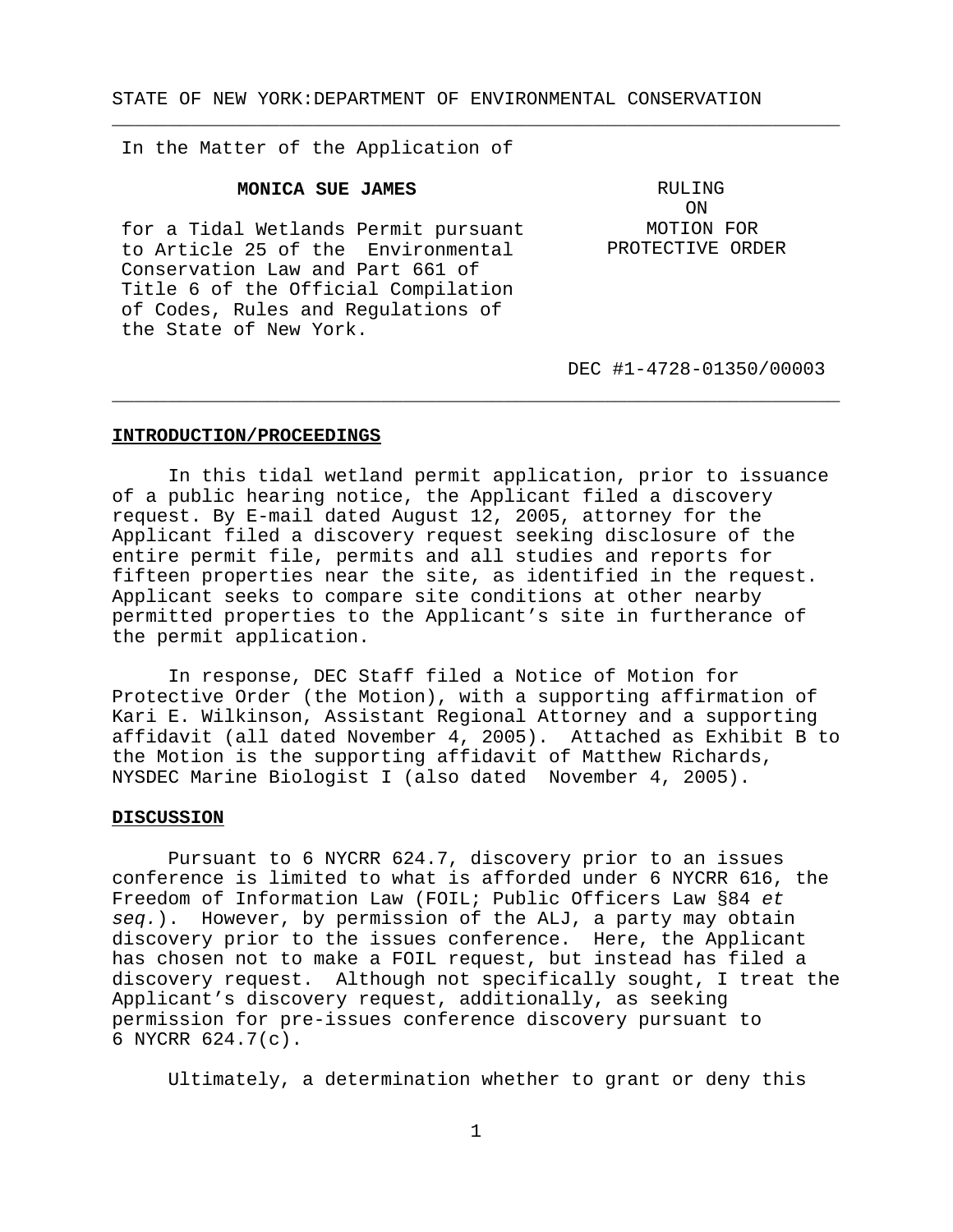STATE OF NEW YORK:DEPARTMENT OF ENVIRONMENTAL CONSERVATION

---

In the Matter of the Application of

**MONICA SUE JAMES**

for a Tidal Wetlands Permit pursuant to Article 25 of the Environmental Conservation Law and Part 661 of Title 6 of the Official Compilation of Codes, Rules and Regulations of the State of New York.

RULING ON MOTION FOR PROTECTIVE ORDER

DEC #1-4728-01350/00003

---

## INTRODUCTION/PROCEEDINGS

In this tidal wetland permit application, prior to issuance of a public hearing notice, the Applicant filed a discovery request. By E-mail dated August 12, 2005, attorney for the Applicant filed a discovery request seeking disclosure of the entire permit file, permits and all studies and reports for fifteen properties near the site, as identified in the request. Applicant seeks to compare site conditions at other nearby permitted properties to the Applicant's site in furtherance of the permit application.

In response, DEC Staff filed a Notice of Motion for Protective Order (the Motion), with a supporting affirmation of Kari E. Wilkinson, Assistant Regional Attorney and a supporting affidavit (all dated November 4, 2005). Attached as Exhibit B to the Motion is the supporting affidavit of Matthew Richards, NYSDEC Marine Biologist I (also dated November 4, 2005).

## DISCUSSION

Pursuant to 6 NYCRR 624.7, discovery prior to an issues conference is limited to what is afforded under 6 NYCRR 616, the Freedom of Information Law (FOIL; Public Officers Law §84 *et seq.*). However, by permission of the ALJ, a party may obtain discovery prior to the issues conference. Here, the Applicant has chosen not to make a FOIL request, but instead has filed a discovery request. Although not specifically sought, I treat the Applicant's discovery request, additionally, as seeking permission for pre-issues conference discovery pursuant to 6 NYCRR 624.7(c).

Ultimately, a determination whether to grant or deny this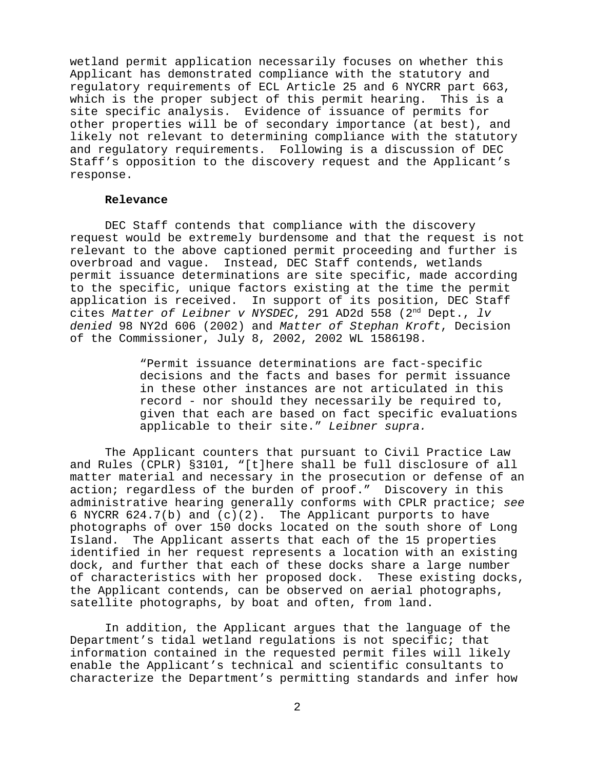wetland permit application necessarily focuses on whether this Applicant has demonstrated compliance with the statutory and regulatory requirements of ECL Article 25 and 6 NYCRR part 663, which is the proper subject of this permit hearing. This is a site specific analysis. Evidence of issuance of permits for other properties will be of secondary importance (at best), and likely not relevant to determining compliance with the statutory and regulatory requirements. Following is a discussion of DEC Staff's opposition to the discovery request and the Applicant's response.

**Relevance**

DEC Staff contends that compliance with the discovery request would be extremely burdensome and that the request is not relevant to the above captioned permit proceeding and further is overbroad and vague. Instead, DEC Staff contends, wetlands permit issuance determinations are site specific, made according to the specific, unique factors existing at the time the permit application is received. In support of its position, DEC Staff cites *Matter of Leibner v NYSDEC*, 291 AD2d 558 (2nd Dept., *lv denied* 98 NY2d 606 (2002) and *Matter of Stephan Kroft*, Decision of the Commissioner, July 8, 2002, 2002 WL 1586198.

> "Permit issuance determinations are fact-specific decisions and the facts and bases for permit issuance in these other instances are not articulated in this record - nor should they necessarily be required to, given that each are based on fact specific evaluations applicable to their site." *Leibner supra.*

The Applicant counters that pursuant to Civil Practice Law and Rules (CPLR) §3101, "[t]here shall be full disclosure of all matter material and necessary in the prosecution or defense of an action; regardless of the burden of proof." Discovery in this administrative hearing generally conforms with CPLR practice; *see* 6 NYCRR 624.7(b) and (c)(2). The Applicant purports to have photographs of over 150 docks located on the south shore of Long Island. The Applicant asserts that each of the 15 properties identified in her request represents a location with an existing dock, and further that each of these docks share a large number of characteristics with her proposed dock. These existing docks, the Applicant contends, can be observed on aerial photographs, satellite photographs, by boat and often, from land.

In addition, the Applicant argues that the language of the Department's tidal wetland regulations is not specific; that information contained in the requested permit files will likely enable the Applicant's technical and scientific consultants to characterize the Department's permitting standards and infer how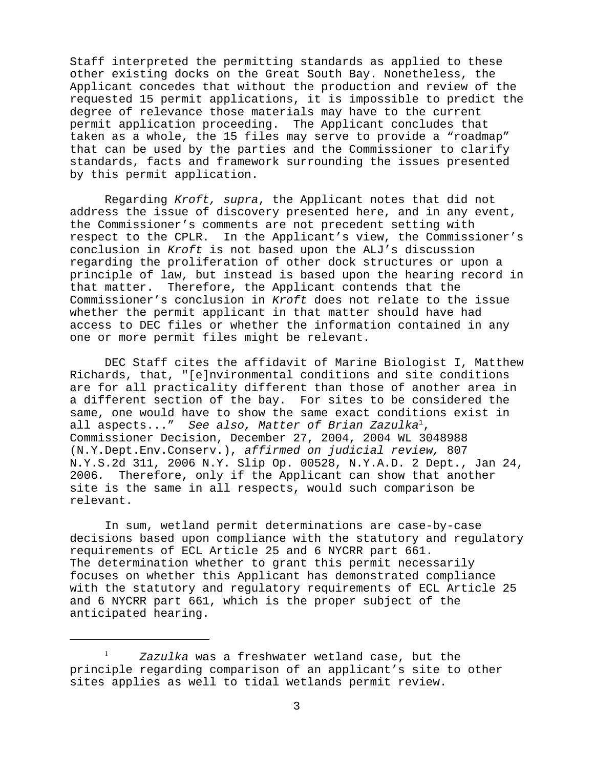Staff interpreted the permitting standards as applied to these other existing docks on the Great South Bay. Nonetheless, the Applicant concedes that without the production and review of the requested 15 permit applications, it is impossible to predict the degree of relevance those materials may have to the current permit application proceeding. The Applicant concludes that taken as a whole, the 15 files may serve to provide a "roadmap" that can be used by the parties and the Commissioner to clarify standards, facts and framework surrounding the issues presented by this permit application.

Regarding *Kroft, supra*, the Applicant notes that did not address the issue of discovery presented here, and in any event, the Commissioner's comments are not precedent setting with respect to the CPLR. In the Applicant's view, the Commissioner's conclusion in *Kroft* is not based upon the ALJ's discussion regarding the proliferation of other dock structures or upon a principle of law, but instead is based upon the hearing record in that matter. Therefore, the Applicant contends that the Commissioner's conclusion in *Kroft* does not relate to the issue whether the permit applicant in that matter should have had access to DEC files or whether the information contained in any one or more permit files might be relevant.

DEC Staff cites the affidavit of Marine Biologist I, Matthew Richards, that, "[e]nvironmental conditions and site conditions are for all practicality different than those of another area in a different section of the bay. For sites to be considered the same, one would have to show the same exact conditions exist in all aspects..." *See also, Matter of Brian Zazulka*[1], Commissioner Decision, December 27, 2004, 2004 WL 3048988 (N.Y.Dept.Env.Conserv.), *affirmed on judicial review,* 807 N.Y.S.2d 311, 2006 N.Y. Slip Op. 00528, N.Y.A.D. 2 Dept., Jan 24, 2006. Therefore, only if the Applicant can show that another site is the same in all respects, would such comparison be relevant.

In sum, wetland permit determinations are case-by-case decisions based upon compliance with the statutory and regulatory requirements of ECL Article 25 and 6 NYCRR part 661. The determination whether to grant this permit necessarily focuses on whether this Applicant has demonstrated compliance with the statutory and regulatory requirements of ECL Article 25 and 6 NYCRR part 661, which is the proper subject of the anticipated hearing.

---

[1] *Zazulka* was a freshwater wetland case, but the principle regarding comparison of an applicant's site to other sites applies as well to tidal wetlands permit review.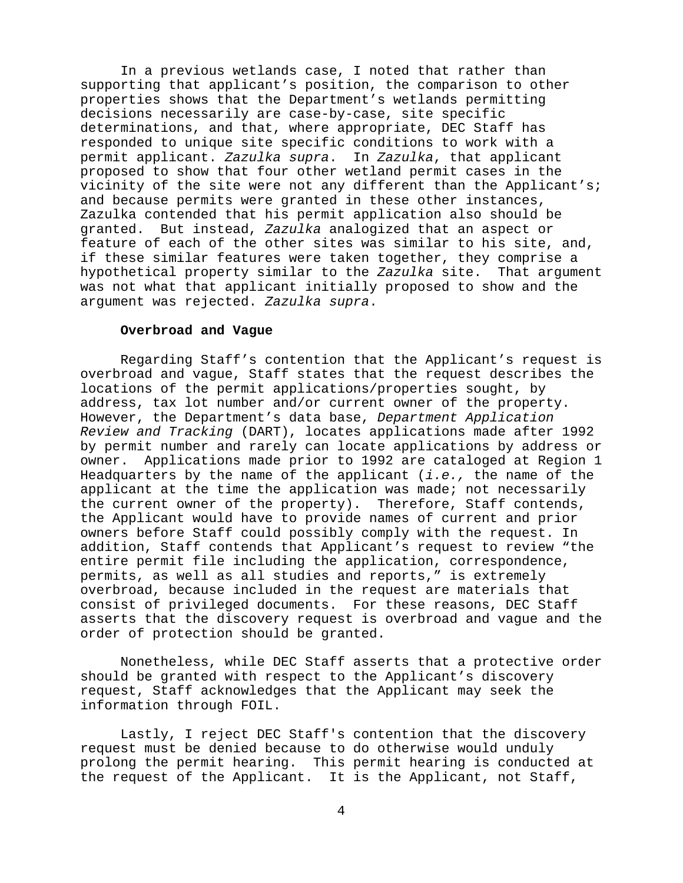In a previous wetlands case, I noted that rather than supporting that applicant's position, the comparison to other properties shows that the Department's wetlands permitting decisions necessarily are case-by-case, site specific determinations, and that, where appropriate, DEC Staff has responded to unique site specific conditions to work with a permit applicant. *Zazulka supra*. In *Zazulka*, that applicant proposed to show that four other wetland permit cases in the vicinity of the site were not any different than the Applicant's; and because permits were granted in these other instances, Zazulka contended that his permit application also should be granted. But instead, *Zazulka* analogized that an aspect or feature of each of the other sites was similar to his site, and, if these similar features were taken together, they comprise a hypothetical property similar to the *Zazulka* site. That argument was not what that applicant initially proposed to show and the argument was rejected. *Zazulka supra*.

**Overbroad and Vague**

Regarding Staff's contention that the Applicant's request is overbroad and vague, Staff states that the request describes the locations of the permit applications/properties sought, by address, tax lot number and/or current owner of the property. However, the Department's data base, *Department Application Review and Tracking* (DART), locates applications made after 1992 by permit number and rarely can locate applications by address or owner. Applications made prior to 1992 are cataloged at Region 1 Headquarters by the name of the applicant (*i.e.,* the name of the applicant at the time the application was made; not necessarily the current owner of the property). Therefore, Staff contends, the Applicant would have to provide names of current and prior owners before Staff could possibly comply with the request. In addition, Staff contends that Applicant's request to review "the entire permit file including the application, correspondence, permits, as well as all studies and reports," is extremely overbroad, because included in the request are materials that consist of privileged documents. For these reasons, DEC Staff asserts that the discovery request is overbroad and vague and the order of protection should be granted.

Nonetheless, while DEC Staff asserts that a protective order should be granted with respect to the Applicant's discovery request, Staff acknowledges that the Applicant may seek the information through FOIL.

Lastly, I reject DEC Staff's contention that the discovery request must be denied because to do otherwise would unduly prolong the permit hearing. This permit hearing is conducted at the request of the Applicant. It is the Applicant, not Staff,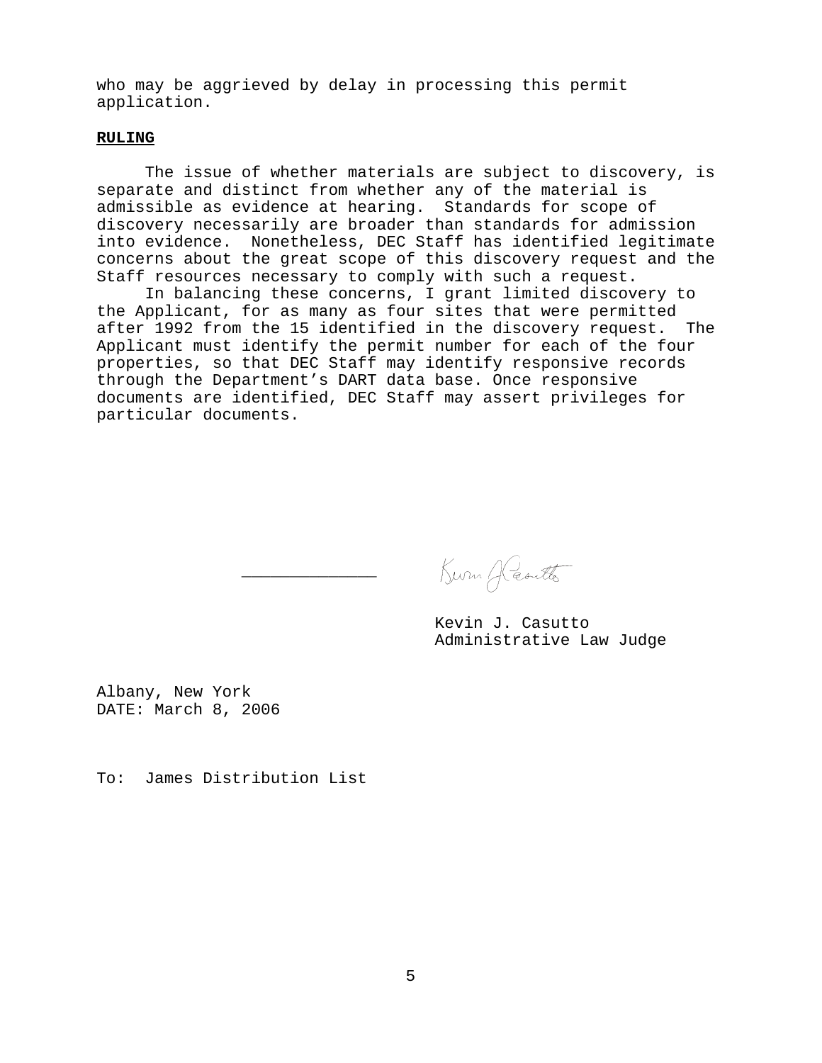who may be aggrieved by delay in processing this permit application.

**RULING**

The issue of whether materials are subject to discovery, is separate and distinct from whether any of the material is admissible as evidence at hearing. Standards for scope of discovery necessarily are broader than standards for admission into evidence. Nonetheless, DEC Staff has identified legitimate concerns about the great scope of this discovery request and the Staff resources necessary to comply with such a request.

In balancing these concerns, I grant limited discovery to the Applicant, for as many as four sites that were permitted after 1992 from the 15 identified in the discovery request. The Applicant must identify the permit number for each of the four properties, so that DEC Staff may identify responsive records through the Department's DART data base. Once responsive documents are identified, DEC Staff may assert privileges for particular documents.

_____________

Kevin J. Casutto
Administrative Law Judge

Albany, New York
DATE: March 8, 2006

To: James Distribution List